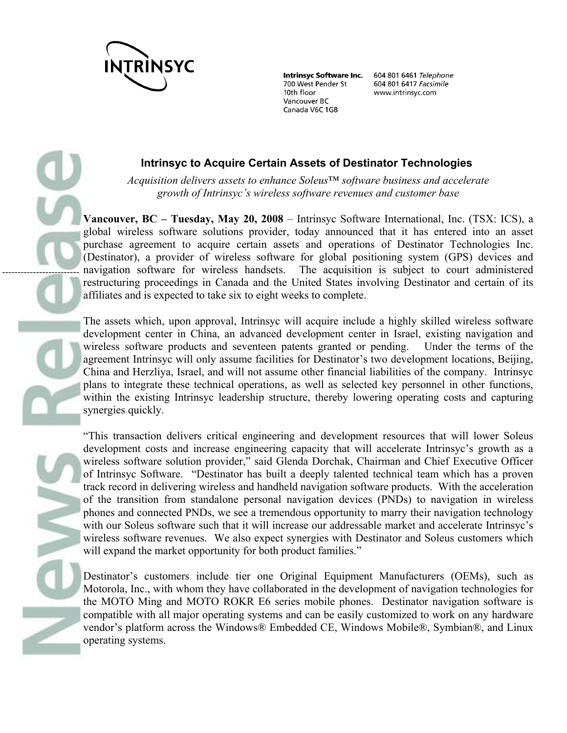INTRINSYC

**Intrinsyc Software Inc.**
700 West Pender St
10th floor
Vancouver BC
Canada V6C 1G8

604 801 6461 *Telephone*
604 801 6417 *Facsimile*
www.intrinsyc.com

News Release

## Intrinsyc to Acquire Certain Assets of Destinator Technologies

*Acquisition delivers assets to enhance Soleus™ software business and accelerate growth of Intrinsyc's wireless software revenues and customer base*

**Vancouver, BC – Tuesday, May 20, 2008** – Intrinsyc Software International, Inc. (TSX: ICS), a global wireless software solutions provider, today announced that it has entered into an asset purchase agreement to acquire certain assets and operations of Destinator Technologies Inc. (Destinator), a provider of wireless software for global positioning system (GPS) devices and navigation software for wireless handsets. The acquisition is subject to court administered restructuring proceedings in Canada and the United States involving Destinator and certain of its affiliates and is expected to take six to eight weeks to complete.

The assets which, upon approval, Intrinsyc will acquire include a highly skilled wireless software development center in China, an advanced development center in Israel, existing navigation and wireless software products and seventeen patents granted or pending. Under the terms of the agreement Intrinsyc will only assume facilities for Destinator's two development locations, Beijing, China and Herzliya, Israel, and will not assume other financial liabilities of the company. Intrinsyc plans to integrate these technical operations, as well as selected key personnel in other functions, within the existing Intrinsyc leadership structure, thereby lowering operating costs and capturing synergies quickly.

"This transaction delivers critical engineering and development resources that will lower Soleus development costs and increase engineering capacity that will accelerate Intrinsyc's growth as a wireless software solution provider," said Glenda Dorchak, Chairman and Chief Executive Officer of Intrinsyc Software. "Destinator has built a deeply talented technical team which has a proven track record in delivering wireless and handheld navigation software products. With the acceleration of the transition from standalone personal navigation devices (PNDs) to navigation in wireless phones and connected PNDs, we see a tremendous opportunity to marry their navigation technology with our Soleus software such that it will increase our addressable market and accelerate Intrinsyc's wireless software revenues. We also expect synergies with Destinator and Soleus customers which will expand the market opportunity for both product families."

Destinator's customers include tier one Original Equipment Manufacturers (OEMs), such as Motorola, Inc., with whom they have collaborated in the development of navigation technologies for the MOTO Ming and MOTO ROKR E6 series mobile phones. Destinator navigation software is compatible with all major operating systems and can be easily customized to work on any hardware vendor's platform across the Windows® Embedded CE, Windows Mobile®, Symbian®, and Linux operating systems.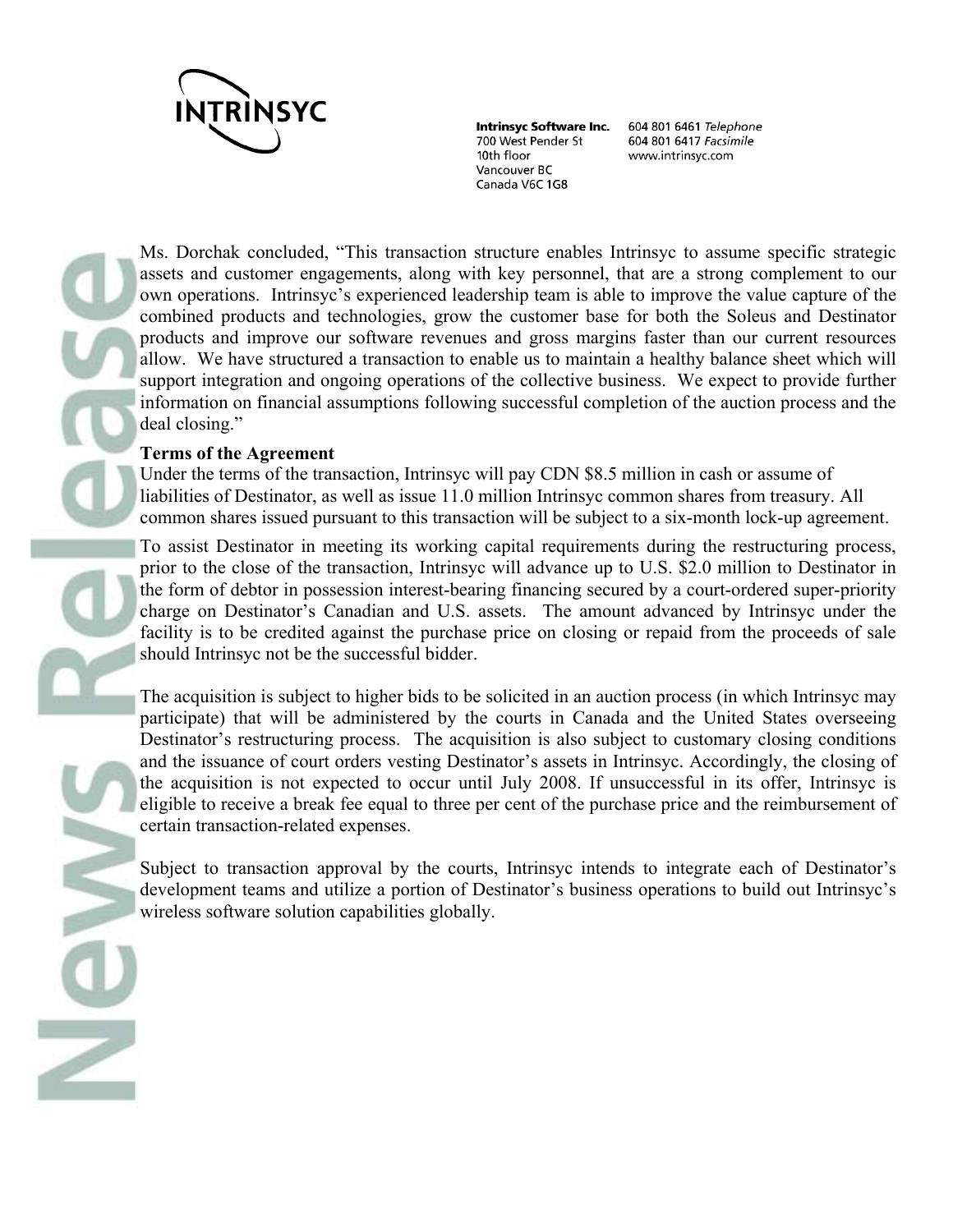Ms. Dorchak concluded, "This transaction structure enables Intrinsyc to assume specific strategic assets and customer engagements, along with key personnel, that are a strong complement to our own operations. Intrinsyc's experienced leadership team is able to improve the value capture of the combined products and technologies, grow the customer base for both the Soleus and Destinator products and improve our software revenues and gross margins faster than our current resources allow. We have structured a transaction to enable us to maintain a healthy balance sheet which will support integration and ongoing operations of the collective business. We expect to provide further information on financial assumptions following successful completion of the auction process and the deal closing."

**Terms of the Agreement**

Under the terms of the transaction, Intrinsyc will pay CDN $8.5 million in cash or assume of liabilities of Destinator, as well as issue 11.0 million Intrinsyc common shares from treasury. All common shares issued pursuant to this transaction will be subject to a six-month lock-up agreement.

To assist Destinator in meeting its working capital requirements during the restructuring process, prior to the close of the transaction, Intrinsyc will advance up to U.S. $2.0 million to Destinator in the form of debtor in possession interest-bearing financing secured by a court-ordered super-priority charge on Destinator's Canadian and U.S. assets. The amount advanced by Intrinsyc under the facility is to be credited against the purchase price on closing or repaid from the proceeds of sale should Intrinsyc not be the successful bidder.

The acquisition is subject to higher bids to be solicited in an auction process (in which Intrinsyc may participate) that will be administered by the courts in Canada and the United States overseeing Destinator's restructuring process. The acquisition is also subject to customary closing conditions and the issuance of court orders vesting Destinator's assets in Intrinsyc. Accordingly, the closing of the acquisition is not expected to occur until July 2008. If unsuccessful in its offer, Intrinsyc is eligible to receive a break fee equal to three per cent of the purchase price and the reimbursement of certain transaction-related expenses.

Subject to transaction approval by the courts, Intrinsyc intends to integrate each of Destinator's development teams and utilize a portion of Destinator's business operations to build out Intrinsyc's wireless software solution capabilities globally.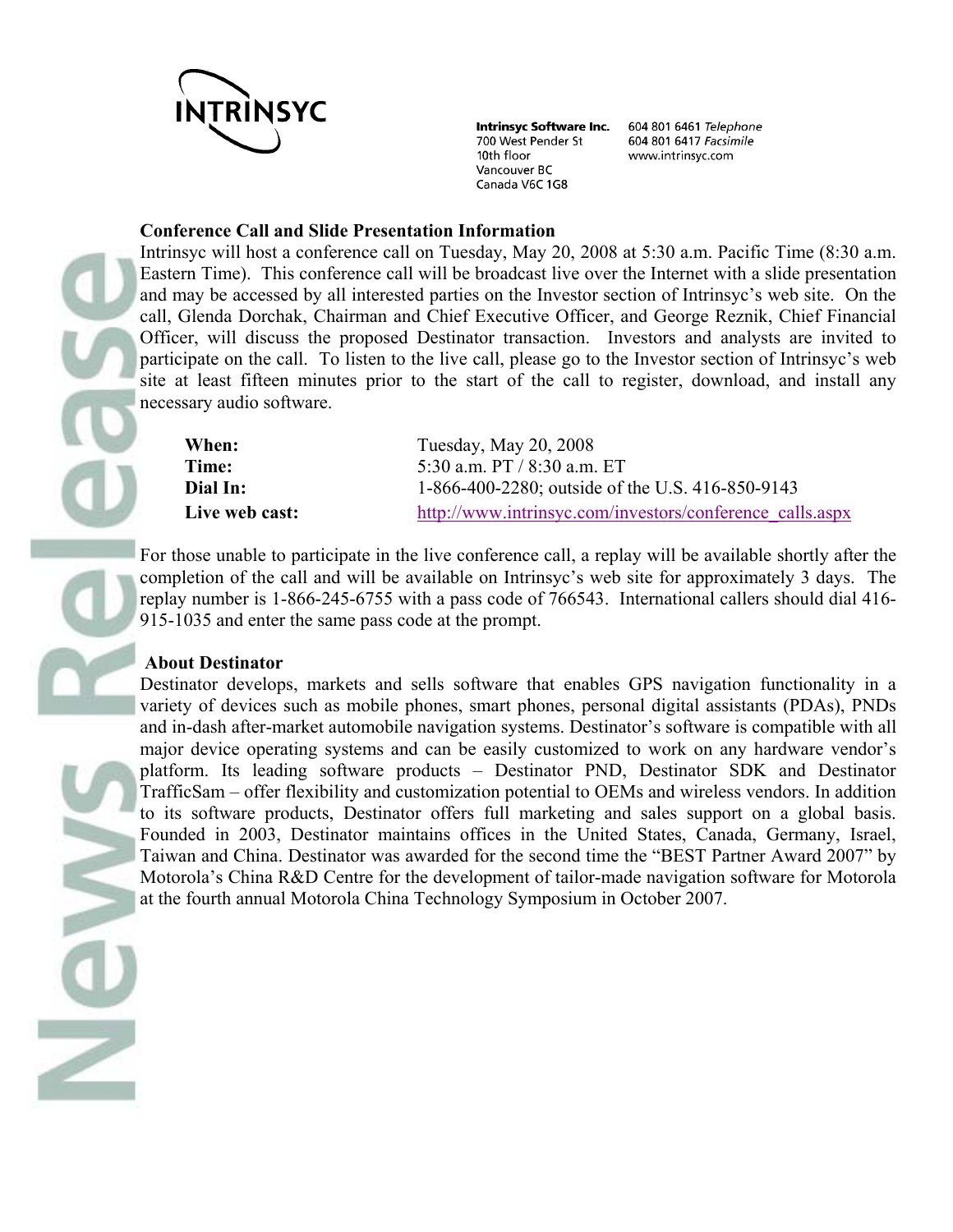**Intrinsyc Software Inc.**
700 West Pender St
10th floor
Vancouver BC
Canada V6C 1G8

604 801 6461 *Telephone*
604 801 6417 *Facsimile*
www.intrinsyc.com

## Conference Call and Slide Presentation Information

Intrinsyc will host a conference call on Tuesday, May 20, 2008 at 5:30 a.m. Pacific Time (8:30 a.m. Eastern Time). This conference call will be broadcast live over the Internet with a slide presentation and may be accessed by all interested parties on the Investor section of Intrinsyc's web site. On the call, Glenda Dorchak, Chairman and Chief Executive Officer, and George Reznik, Chief Financial Officer, will discuss the proposed Destinator transaction. Investors and analysts are invited to participate on the call. To listen to the live call, please go to the Investor section of Intrinsyc's web site at least fifteen minutes prior to the start of the call to register, download, and install any necessary audio software.

| | |
|---|---|
| **When:** | Tuesday, May 20, 2008 |
| **Time:** | 5:30 a.m. PT / 8:30 a.m. ET |
| **Dial In:** | 1-866-400-2280; outside of the U.S. 416-850-9143 |
| **Live web cast:** | http://www.intrinsyc.com/investors/conference_calls.aspx |

For those unable to participate in the live conference call, a replay will be available shortly after the completion of the call and will be available on Intrinsyc's web site for approximately 3 days. The replay number is 1-866-245-6755 with a pass code of 766543. International callers should dial 416-915-1035 and enter the same pass code at the prompt.

## About Destinator

Destinator develops, markets and sells software that enables GPS navigation functionality in a variety of devices such as mobile phones, smart phones, personal digital assistants (PDAs), PNDs and in-dash after-market automobile navigation systems. Destinator's software is compatible with all major device operating systems and can be easily customized to work on any hardware vendor's platform. Its leading software products – Destinator PND, Destinator SDK and Destinator TrafficSam – offer flexibility and customization potential to OEMs and wireless vendors. In addition to its software products, Destinator offers full marketing and sales support on a global basis. Founded in 2003, Destinator maintains offices in the United States, Canada, Germany, Israel, Taiwan and China. Destinator was awarded for the second time the "BEST Partner Award 2007" by Motorola's China R&D Centre for the development of tailor-made navigation software for Motorola at the fourth annual Motorola China Technology Symposium in October 2007.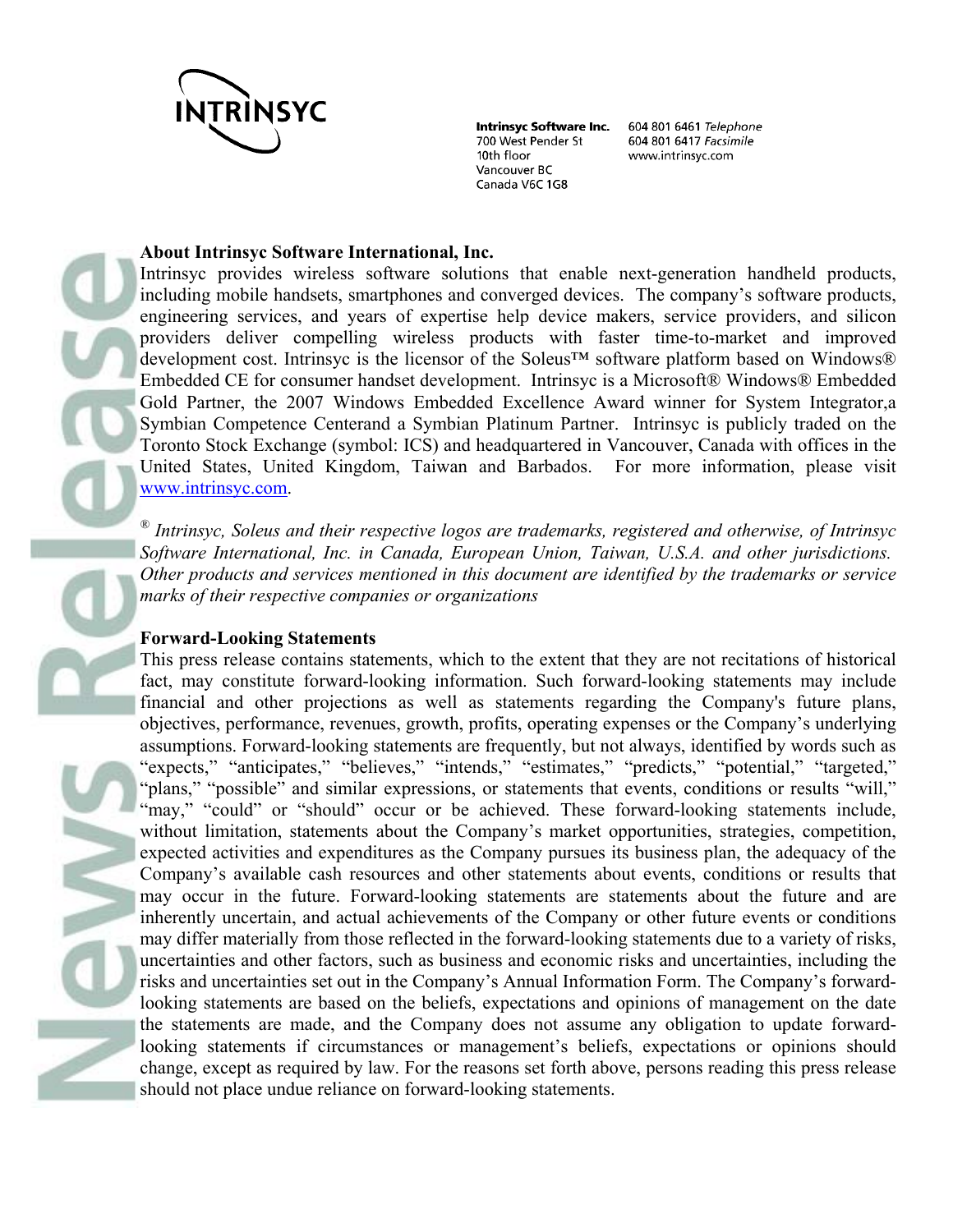**Intrinsyc Software Inc.**
700 West Pender St
10th floor
Vancouver BC
Canada V6C 1G8

604 801 6461 *Telephone*
604 801 6417 *Facsimile*
www.intrinsyc.com

## About Intrinsyc Software International, Inc.

Intrinsyc provides wireless software solutions that enable next-generation handheld products, including mobile handsets, smartphones and converged devices. The company's software products, engineering services, and years of expertise help device makers, service providers, and silicon providers deliver compelling wireless products with faster time-to-market and improved development cost. Intrinsyc is the licensor of the Soleus™ software platform based on Windows® Embedded CE for consumer handset development. Intrinsyc is a Microsoft® Windows® Embedded Gold Partner, the 2007 Windows Embedded Excellence Award winner for System Integrator,a Symbian Competence Centerand a Symbian Platinum Partner. Intrinsyc is publicly traded on the Toronto Stock Exchange (symbol: ICS) and headquartered in Vancouver, Canada with offices in the United States, United Kingdom, Taiwan and Barbados. For more information, please visit www.intrinsyc.com.

® *Intrinsyc, Soleus and their respective logos are trademarks, registered and otherwise, of Intrinsyc Software International, Inc. in Canada, European Union, Taiwan, U.S.A. and other jurisdictions. Other products and services mentioned in this document are identified by the trademarks or service marks of their respective companies or organizations*

## Forward-Looking Statements

This press release contains statements, which to the extent that they are not recitations of historical fact, may constitute forward-looking information. Such forward-looking statements may include financial and other projections as well as statements regarding the Company's future plans, objectives, performance, revenues, growth, profits, operating expenses or the Company's underlying assumptions. Forward-looking statements are frequently, but not always, identified by words such as "expects," "anticipates," "believes," "intends," "estimates," "predicts," "potential," "targeted," "plans," "possible" and similar expressions, or statements that events, conditions or results "will," "may," "could" or "should" occur or be achieved. These forward-looking statements include, without limitation, statements about the Company's market opportunities, strategies, competition, expected activities and expenditures as the Company pursues its business plan, the adequacy of the Company's available cash resources and other statements about events, conditions or results that may occur in the future. Forward-looking statements are statements about the future and are inherently uncertain, and actual achievements of the Company or other future events or conditions may differ materially from those reflected in the forward-looking statements due to a variety of risks, uncertainties and other factors, such as business and economic risks and uncertainties, including the risks and uncertainties set out in the Company's Annual Information Form. The Company's forward-looking statements are based on the beliefs, expectations and opinions of management on the date the statements are made, and the Company does not assume any obligation to update forward-looking statements if circumstances or management's beliefs, expectations or opinions should change, except as required by law. For the reasons set forth above, persons reading this press release should not place undue reliance on forward-looking statements.